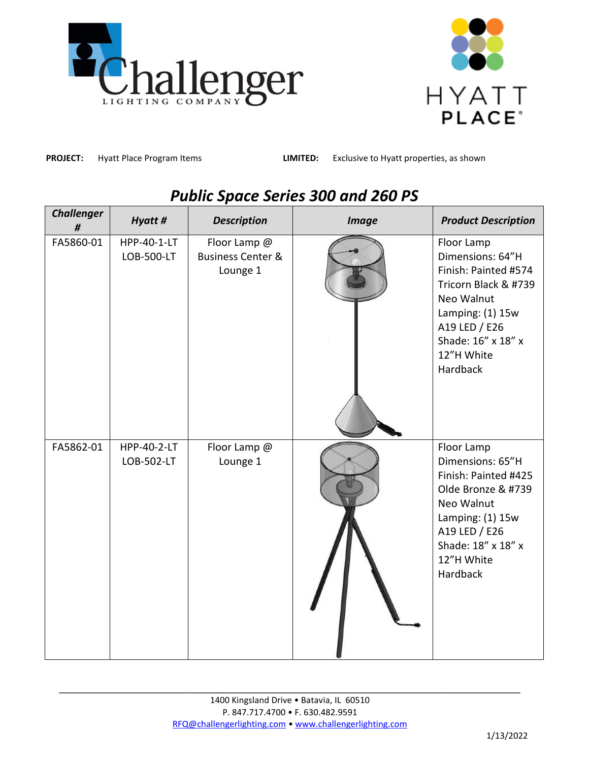**PROJECT:** Hyatt Place Program Items **LIMITED:** Exclusive to Hyatt properties, as shown

## *Public Space Series 300 and 260 PS*

| *Challenger #* | *Hyatt #* | *Description* | *Image* | *Product Description* |
|---|---|---|---|---|
| FA5860-01 | HPP-40-1-LT LOB-500-LT | Floor Lamp @ Business Center & Lounge 1 | | Floor Lamp Dimensions: 64"H Finish: Painted #574 Tricorn Black & #739 Neo Walnut Lamping: (1) 15w A19 LED / E26 Shade: 16" x 18" x 12"H White Hardback |
| FA5862-01 | HPP-40-2-LT LOB-502-LT | Floor Lamp @ Lounge 1 | | Floor Lamp Dimensions: 65"H Finish: Painted #425 Olde Bronze & #739 Neo Walnut Lamping: (1) 15w A19 LED / E26 Shade: 18" x 18" x 12"H White Hardback |

1400 Kingsland Drive • Batavia, IL 60510
P. 847.717.4700 • F. 630.482.9591
RFQ@challengerlighting.com • www.challengerlighting.com

1/13/2022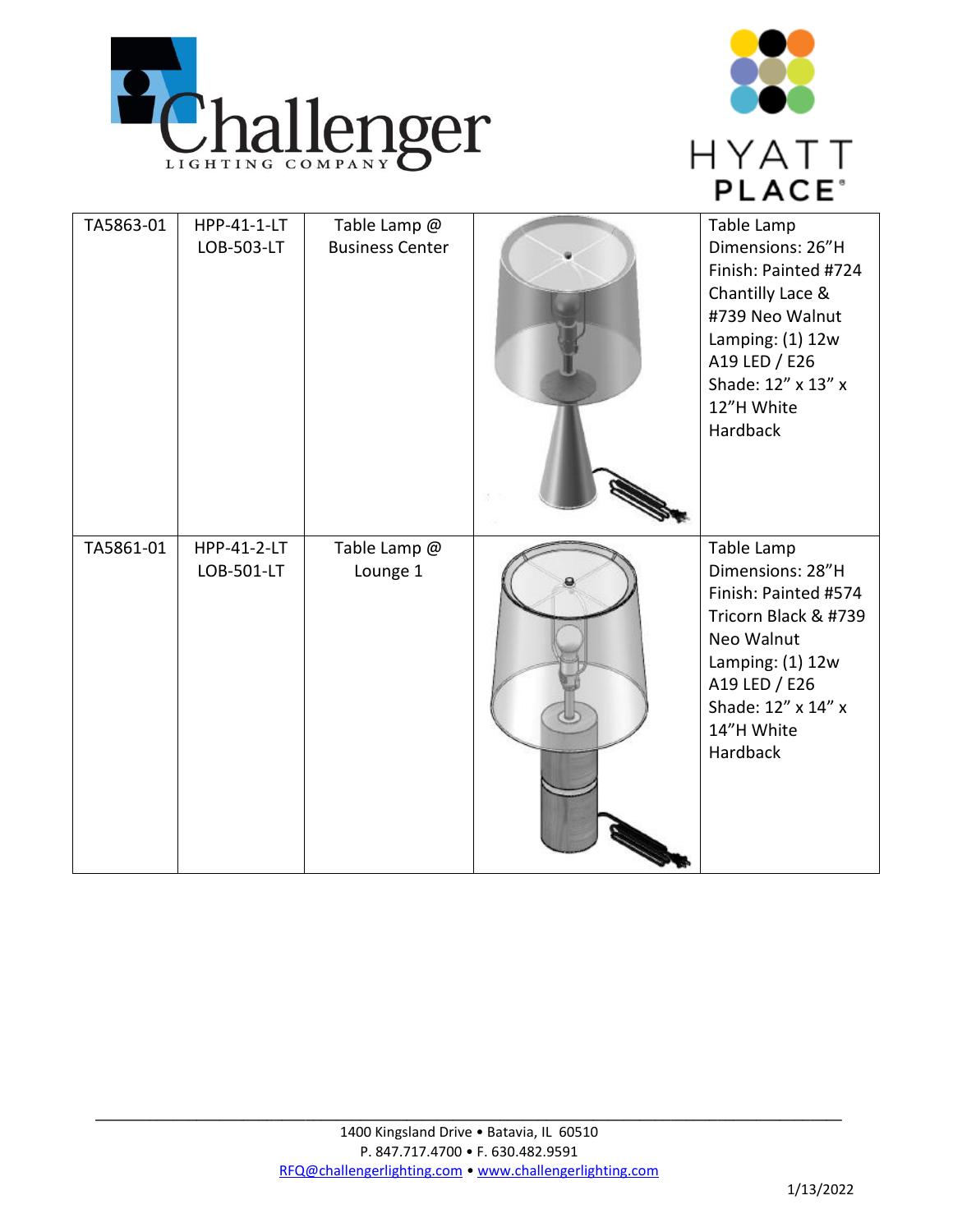| TA5863-01 | HPP-41-1-LT LOB-503-LT | Table Lamp @ Business Center | | Table Lamp Dimensions: 26"H Finish: Painted #724 Chantilly Lace & #739 Neo Walnut Lamping: (1) 12w A19 LED / E26 Shade: 12" x 13" x 12"H White Hardback |
|---|---|---|---|---|
| TA5861-01 | HPP-41-2-LT LOB-501-LT | Table Lamp @ Lounge 1 | | Table Lamp Dimensions: 28"H Finish: Painted #574 Tricorn Black & #739 Neo Walnut Lamping: (1) 12w A19 LED / E26 Shade: 12" x 14" x 14"H White Hardback |

1400 Kingsland Drive • Batavia, IL 60510
P. 847.717.4700 • F. 630.482.9591
RFQ@challengerlighting.com • www.challengerlighting.com

1/13/2022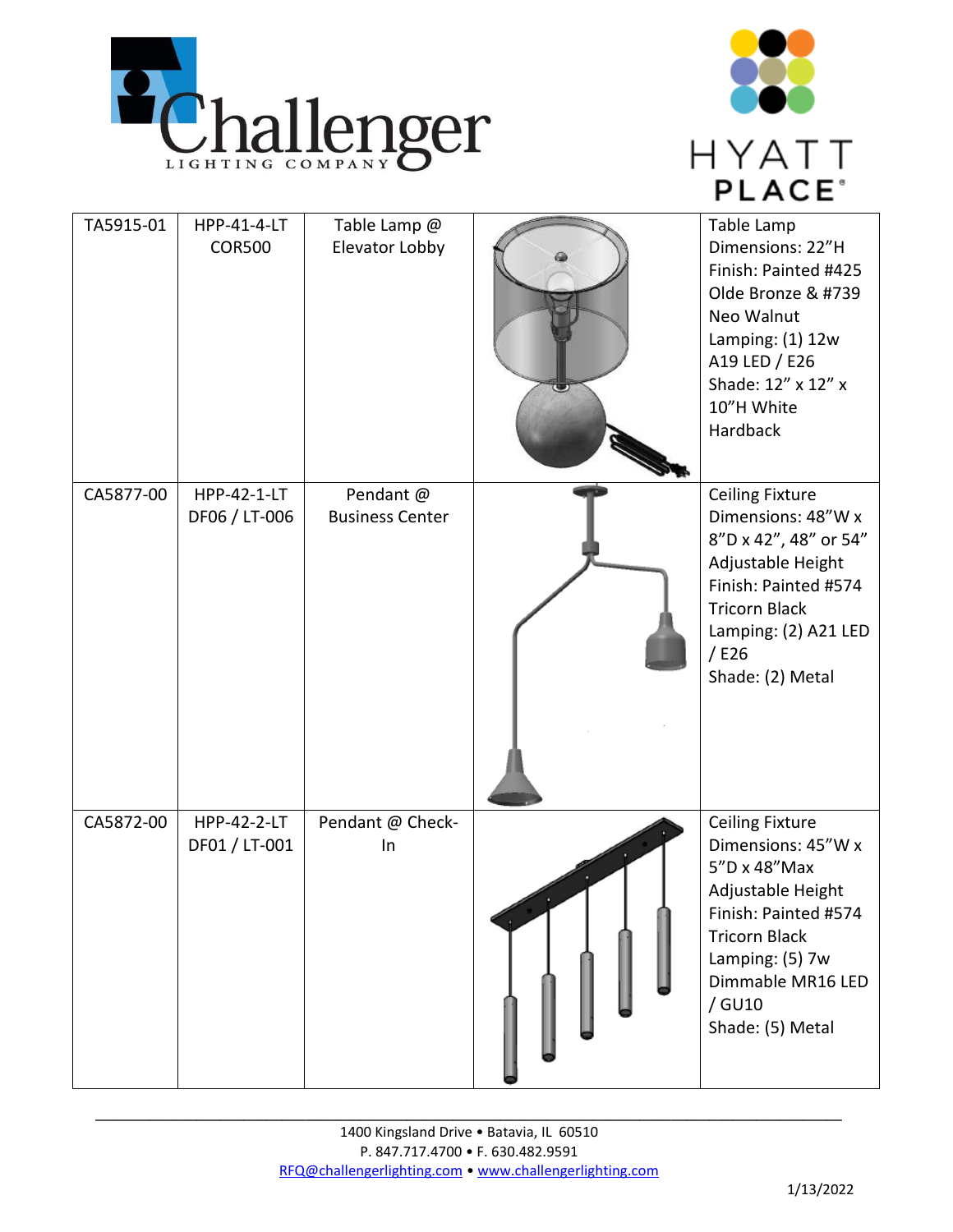| TA5915-01 | HPP-41-4-LT COR500 | Table Lamp @ Elevator Lobby | | Table Lamp<br>Dimensions: 22"H<br>Finish: Painted #425 Olde Bronze & #739 Neo Walnut<br>Lamping: (1) 12w A19 LED / E26<br>Shade: 12" x 12" x 10"H White Hardback |
|---|---|---|---|---|
| CA5877-00 | HPP-42-1-LT DF06 / LT-006 | Pendant @ Business Center | | Ceiling Fixture<br>Dimensions: 48"W x 8"D x 42", 48" or 54" Adjustable Height<br>Finish: Painted #574 Tricorn Black<br>Lamping: (2) A21 LED / E26<br>Shade: (2) Metal |
| CA5872-00 | HPP-42-2-LT DF01 / LT-001 | Pendant @ Check-In | | Ceiling Fixture<br>Dimensions: 45"W x 5"D x 48"Max Adjustable Height<br>Finish: Painted #574 Tricorn Black<br>Lamping: (5) 7w Dimmable MR16 LED / GU10<br>Shade: (5) Metal |

1400 Kingsland Drive • Batavia, IL 60510
P. 847.717.4700 • F. 630.482.9591
RFQ@challengerlighting.com • www.challengerlighting.com

1/13/2022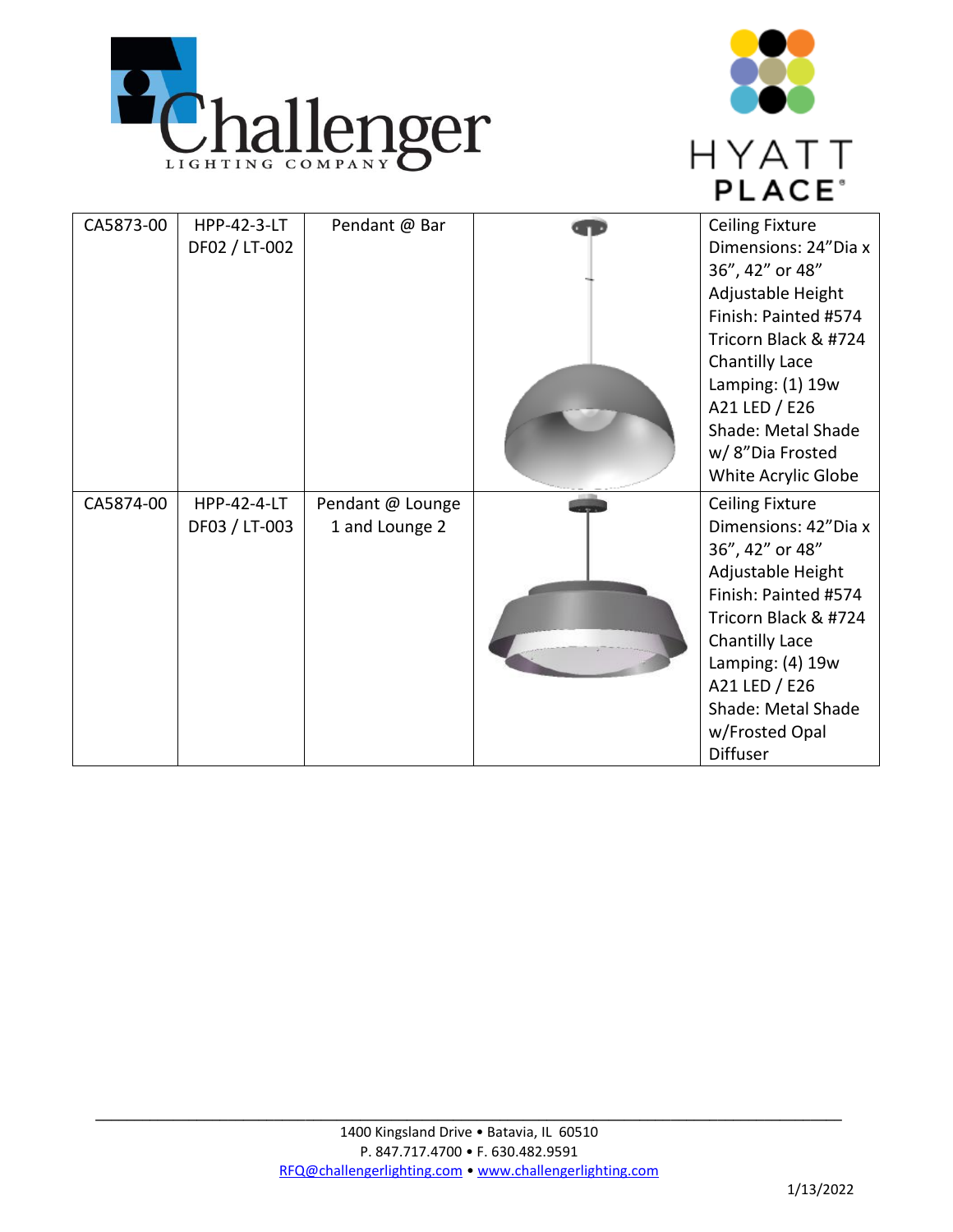| CA5873-00 | HPP-42-3-LT DF02 / LT-002 | Pendant @ Bar | | Ceiling Fixture Dimensions: 24"Dia x 36", 42" or 48" Adjustable Height Finish: Painted #574 Tricorn Black & #724 Chantilly Lace Lamping: (1) 19w A21 LED / E26 Shade: Metal Shade w/ 8"Dia Frosted White Acrylic Globe |
|---|---|---|---|---|
| CA5874-00 | HPP-42-4-LT DF03 / LT-003 | Pendant @ Lounge 1 and Lounge 2 | | Ceiling Fixture Dimensions: 42"Dia x 36", 42" or 48" Adjustable Height Finish: Painted #574 Tricorn Black & #724 Chantilly Lace Lamping: (4) 19w A21 LED / E26 Shade: Metal Shade w/Frosted Opal Diffuser |

1400 Kingsland Drive • Batavia, IL 60510
P. 847.717.4700 • F. 630.482.9591
RFQ@challengerlighting.com • www.challengerlighting.com

1/13/2022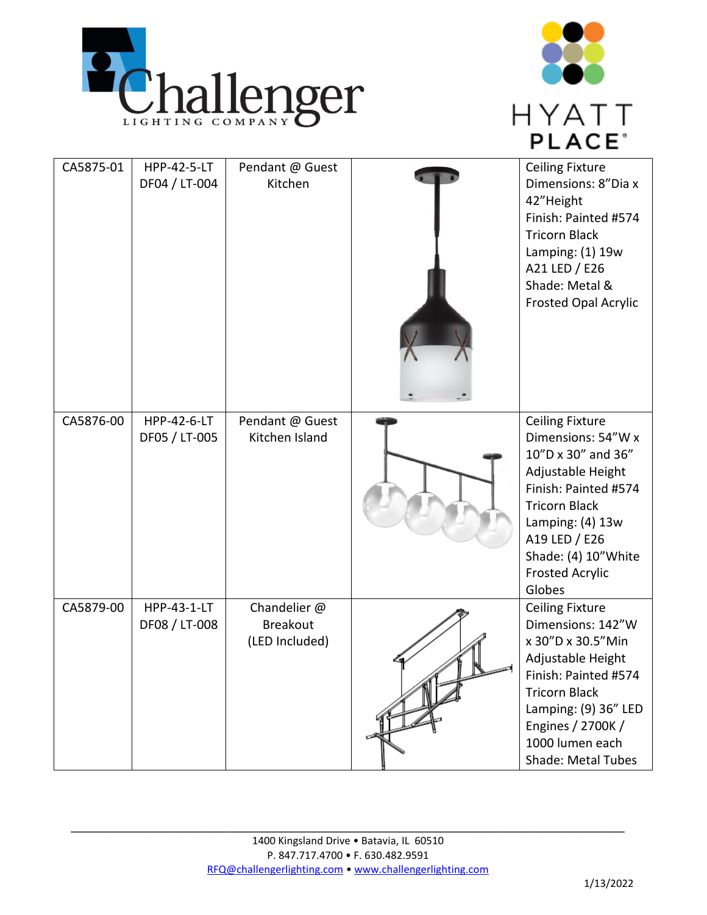Challenger
LIGHTING COMPANY

HYATT PLACE®

| | | | | |
|---|---|---|---|---|
| CA5875-01 | HPP-42-5-LT DF04 / LT-004 | Pendant @ Guest Kitchen | | Ceiling Fixture<br>Dimensions: 8"Dia x 42"Height<br>Finish: Painted #574 Tricorn Black<br>Lamping: (1) 19w A21 LED / E26<br>Shade: Metal & Frosted Opal Acrylic |
| CA5876-00 | HPP-42-6-LT DF05 / LT-005 | Pendant @ Guest Kitchen Island | | Ceiling Fixture<br>Dimensions: 54"W x 10"D x 30" and 36" Adjustable Height<br>Finish: Painted #574 Tricorn Black<br>Lamping: (4) 13w A19 LED / E26<br>Shade: (4) 10"White Frosted Acrylic Globes |
| CA5879-00 | HPP-43-1-LT DF08 / LT-008 | Chandelier @ Breakout (LED Included) | | Ceiling Fixture<br>Dimensions: 142"W x 30"D x 30.5"Min Adjustable Height<br>Finish: Painted #574 Tricorn Black<br>Lamping: (9) 36" LED Engines / 2700K / 1000 lumen each<br>Shade: Metal Tubes |

1400 Kingsland Drive • Batavia, IL 60510
P. 847.717.4700 • F. 630.482.9591
RFQ@challengerlighting.com • www.challengerlighting.com

1/13/2022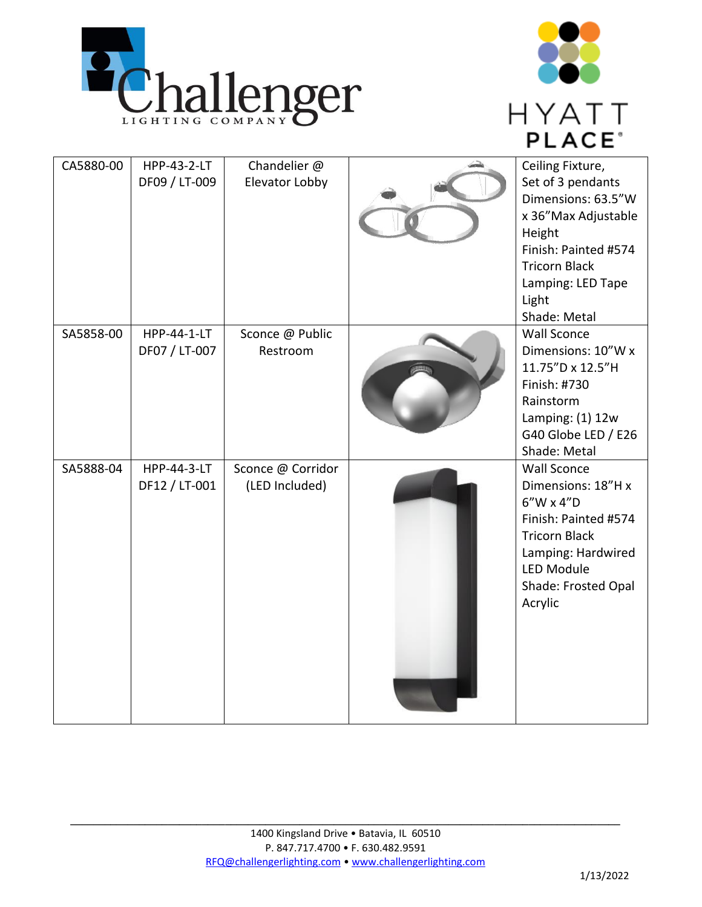Challenger LIGHTING COMPANY

HYATT PLACE

| | | | | |
|---|---|---|---|---|
| CA5880-00 | HPP-43-2-LT DF09 / LT-009 | Chandelier @ Elevator Lobby | | Ceiling Fixture, Set of 3 pendants Dimensions: 63.5"W x 36"Max Adjustable Height Finish: Painted #574 Tricorn Black Lamping: LED Tape Light Shade: Metal |
| SA5858-00 | HPP-44-1-LT DF07 / LT-007 | Sconce @ Public Restroom | | Wall Sconce Dimensions: 10"W x 11.75"D x 12.5"H Finish: #730 Rainstorm Lamping: (1) 12w G40 Globe LED / E26 Shade: Metal |
| SA5888-04 | HPP-44-3-LT DF12 / LT-001 | Sconce @ Corridor (LED Included) | | Wall Sconce Dimensions: 18"H x 6"W x 4"D Finish: Painted #574 Tricorn Black Lamping: Hardwired LED Module Shade: Frosted Opal Acrylic |

1400 Kingsland Drive • Batavia, IL 60510
P. 847.717.4700 • F. 630.482.9591
RFQ@challengerlighting.com • www.challengerlighting.com

1/13/2022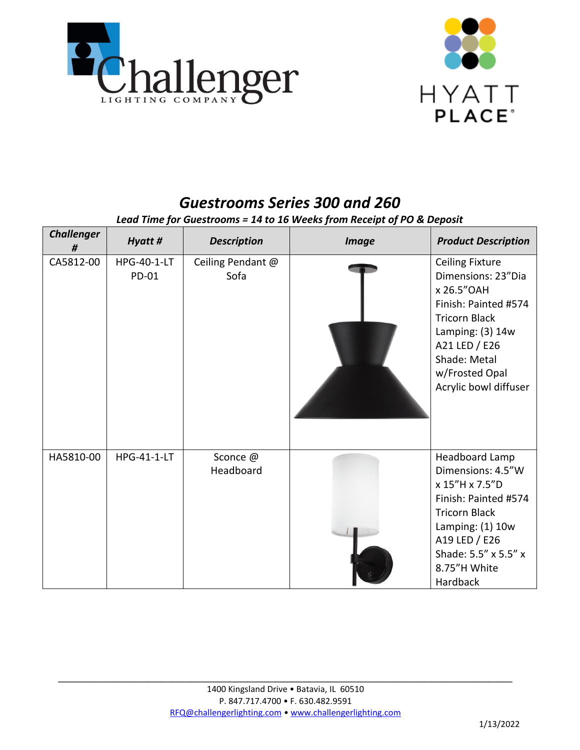## *Guestrooms Series 300 and 260*

***Lead Time for Guestrooms = 14 to 16 Weeks from Receipt of PO & Deposit***

| ***Challenger #*** | ***Hyatt #*** | ***Description*** | ***Image*** | ***Product Description*** |
|---|---|---|---|---|
| CA5812-00 | HPG-40-1-LT PD-01 | Ceiling Pendant @ Sofa | | Ceiling Fixture Dimensions: 23"Dia x 26.5"OAH Finish: Painted #574 Tricorn Black Lamping: (3) 14w A21 LED / E26 Shade: Metal w/Frosted Opal Acrylic bowl diffuser |
| HA5810-00 | HPG-41-1-LT | Sconce @ Headboard | | Headboard Lamp Dimensions: 4.5"W x 15"H x 7.5"D Finish: Painted #574 Tricorn Black Lamping: (1) 10w A19 LED / E26 Shade: 5.5" x 5.5" x 8.75"H White Hardback |

1400 Kingsland Drive • Batavia, IL 60510
P. 847.717.4700 • F. 630.482.9591
RFQ@challengerlighting.com • www.challengerlighting.com

1/13/2022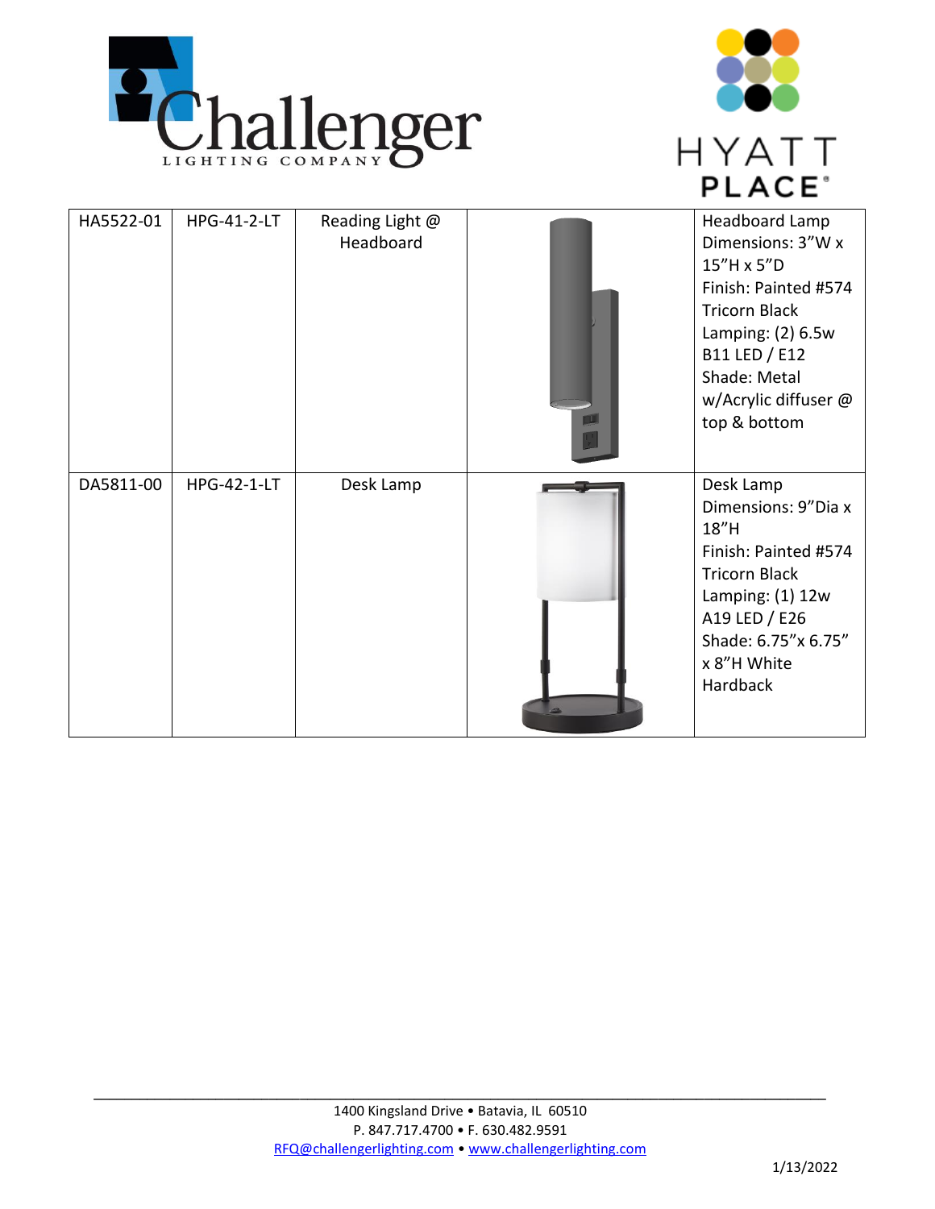| HA5522-01 | HPG-41-2-LT | Reading Light @ Headboard | | Headboard Lamp<br>Dimensions: 3"W x 15"H x 5"D<br>Finish: Painted #574 Tricorn Black<br>Lamping: (2) 6.5w B11 LED / E12<br>Shade: Metal w/Acrylic diffuser @ top & bottom |
|---|---|---|---|---|
| DA5811-00 | HPG-42-1-LT | Desk Lamp | | Desk Lamp<br>Dimensions: 9"Dia x 18"H<br>Finish: Painted #574 Tricorn Black<br>Lamping: (1) 12w A19 LED / E26<br>Shade: 6.75"x 6.75" x 8"H White Hardback |

1400 Kingsland Drive • Batavia, IL 60510
P. 847.717.4700 • F. 630.482.9591
RFQ@challengerlighting.com • www.challengerlighting.com

1/13/2022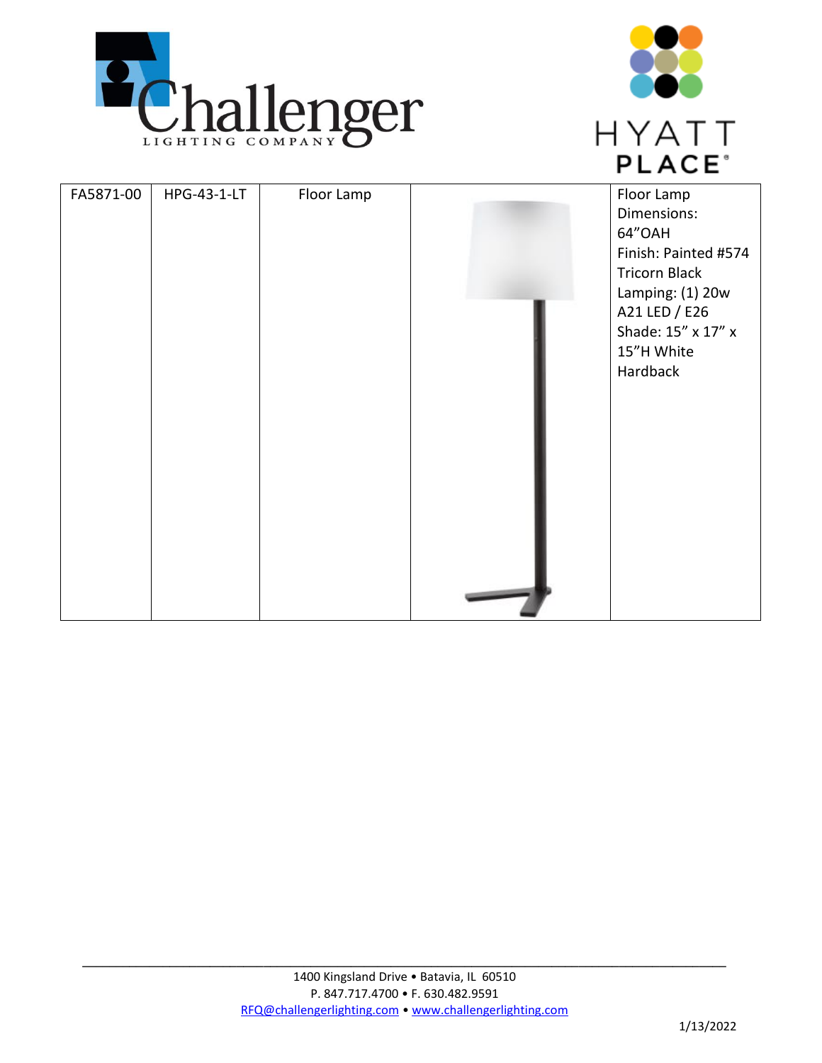| | | | | |
|---|---|---|---|---|
| FA5871-00 | HPG-43-1-LT | Floor Lamp | | Floor Lamp Dimensions: 64"OAH Finish: Painted #574 Tricorn Black Lamping: (1) 20w A21 LED / E26 Shade: 15" x 17" x 15"H White Hardback |

1400 Kingsland Drive • Batavia, IL 60510
P. 847.717.4700 • F. 630.482.9591
RFQ@challengerlighting.com • www.challengerlighting.com

1/13/2022